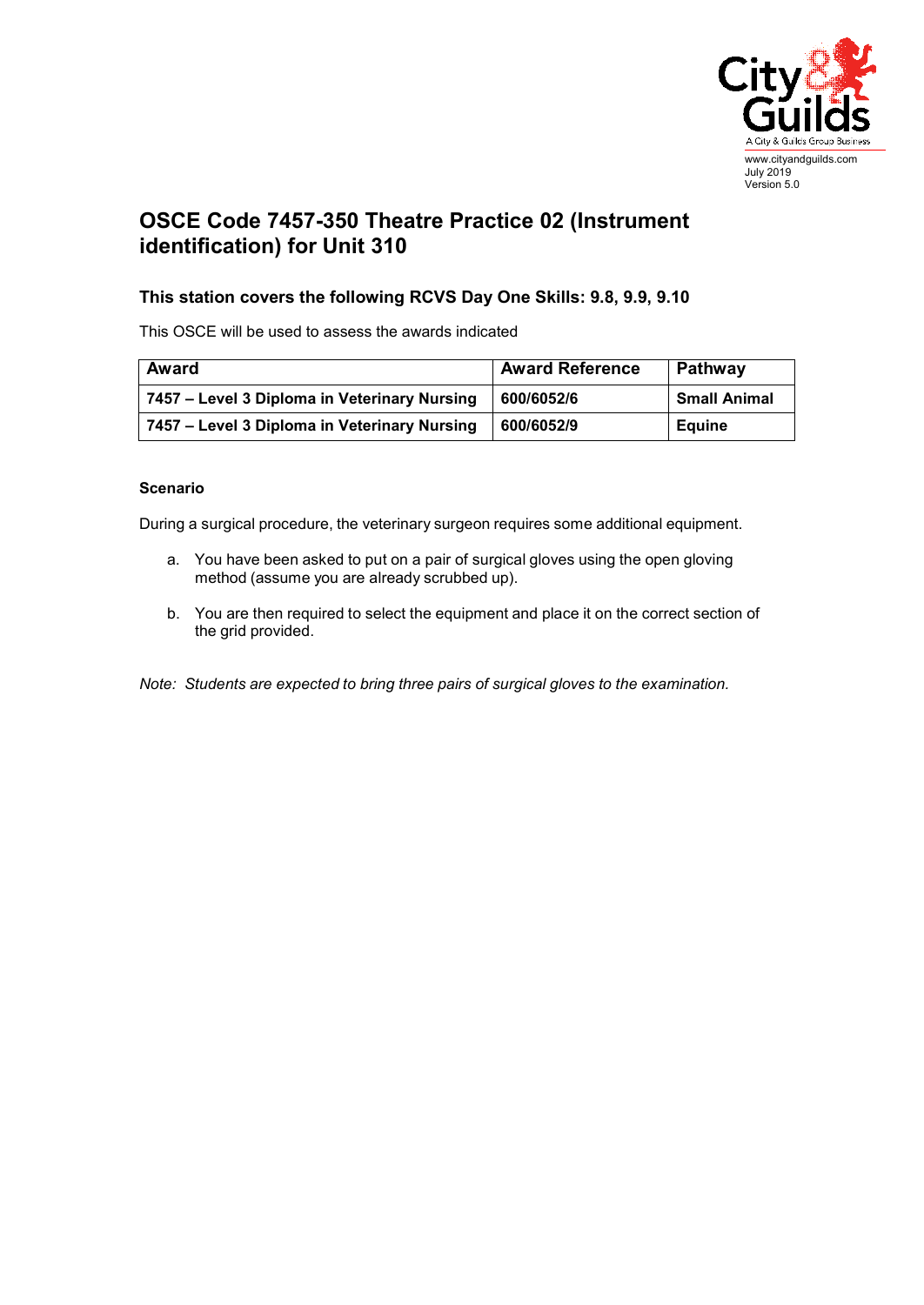www.cityandguilds.com
July 2019
Version 5.0

# OSCE Code 7457-350 Theatre Practice 02 (Instrument identification) for Unit 310

## This station covers the following RCVS Day One Skills: 9.8, 9.9, 9.10

This OSCE will be used to assess the awards indicated

| Award | Award Reference | Pathway |
|---|---|---|
| **7457 – Level 3 Diploma in Veterinary Nursing** | **600/6052/6** | **Small Animal** |
| **7457 – Level 3 Diploma in Veterinary Nursing** | **600/6052/9** | **Equine** |

**Scenario**

During a surgical procedure, the veterinary surgeon requires some additional equipment.

a. You have been asked to put on a pair of surgical gloves using the open gloving method (assume you are already scrubbed up).

b. You are then required to select the equipment and place it on the correct section of the grid provided.

*Note: Students are expected to bring three pairs of surgical gloves to the examination.*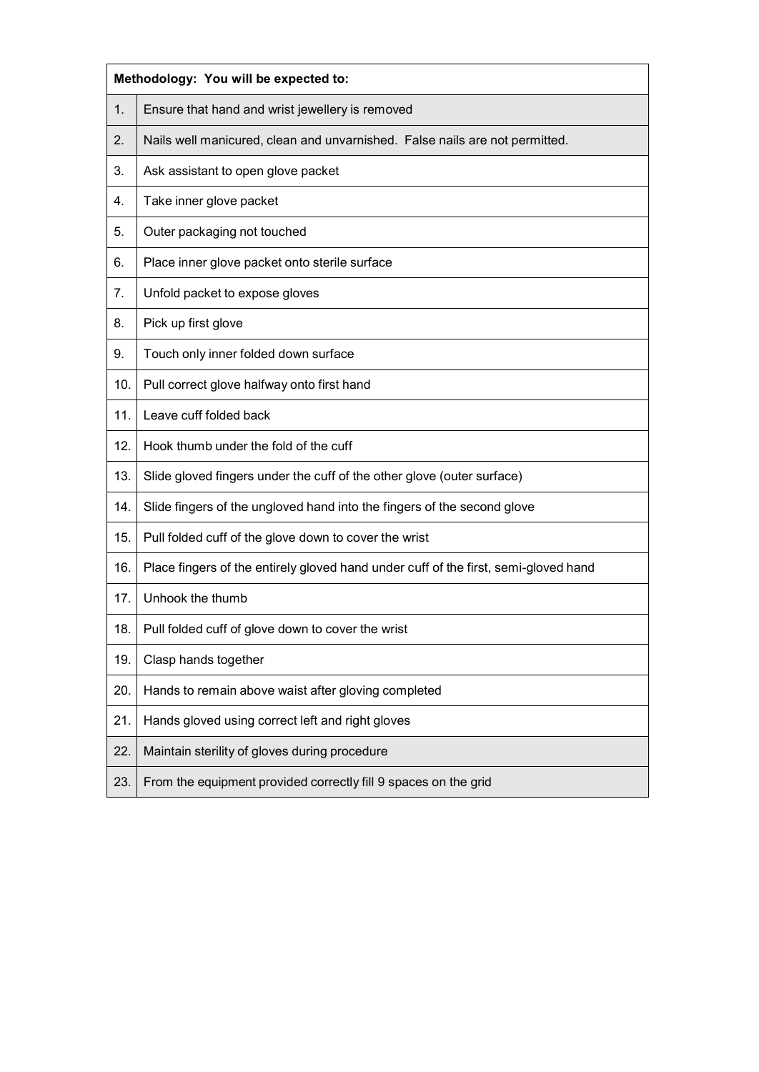| Methodology: You will be expected to: | |
|---|---|
| 1. | Ensure that hand and wrist jewellery is removed |
| 2. | Nails well manicured, clean and unvarnished. False nails are not permitted. |
| 3. | Ask assistant to open glove packet |
| 4. | Take inner glove packet |
| 5. | Outer packaging not touched |
| 6. | Place inner glove packet onto sterile surface |
| 7. | Unfold packet to expose gloves |
| 8. | Pick up first glove |
| 9. | Touch only inner folded down surface |
| 10. | Pull correct glove halfway onto first hand |
| 11. | Leave cuff folded back |
| 12. | Hook thumb under the fold of the cuff |
| 13. | Slide gloved fingers under the cuff of the other glove (outer surface) |
| 14. | Slide fingers of the ungloved hand into the fingers of the second glove |
| 15. | Pull folded cuff of the glove down to cover the wrist |
| 16. | Place fingers of the entirely gloved hand under cuff of the first, semi-gloved hand |
| 17. | Unhook the thumb |
| 18. | Pull folded cuff of glove down to cover the wrist |
| 19. | Clasp hands together |
| 20. | Hands to remain above waist after gloving completed |
| 21. | Hands gloved using correct left and right gloves |
| 22. | Maintain sterility of gloves during procedure |
| 23. | From the equipment provided correctly fill 9 spaces on the grid |